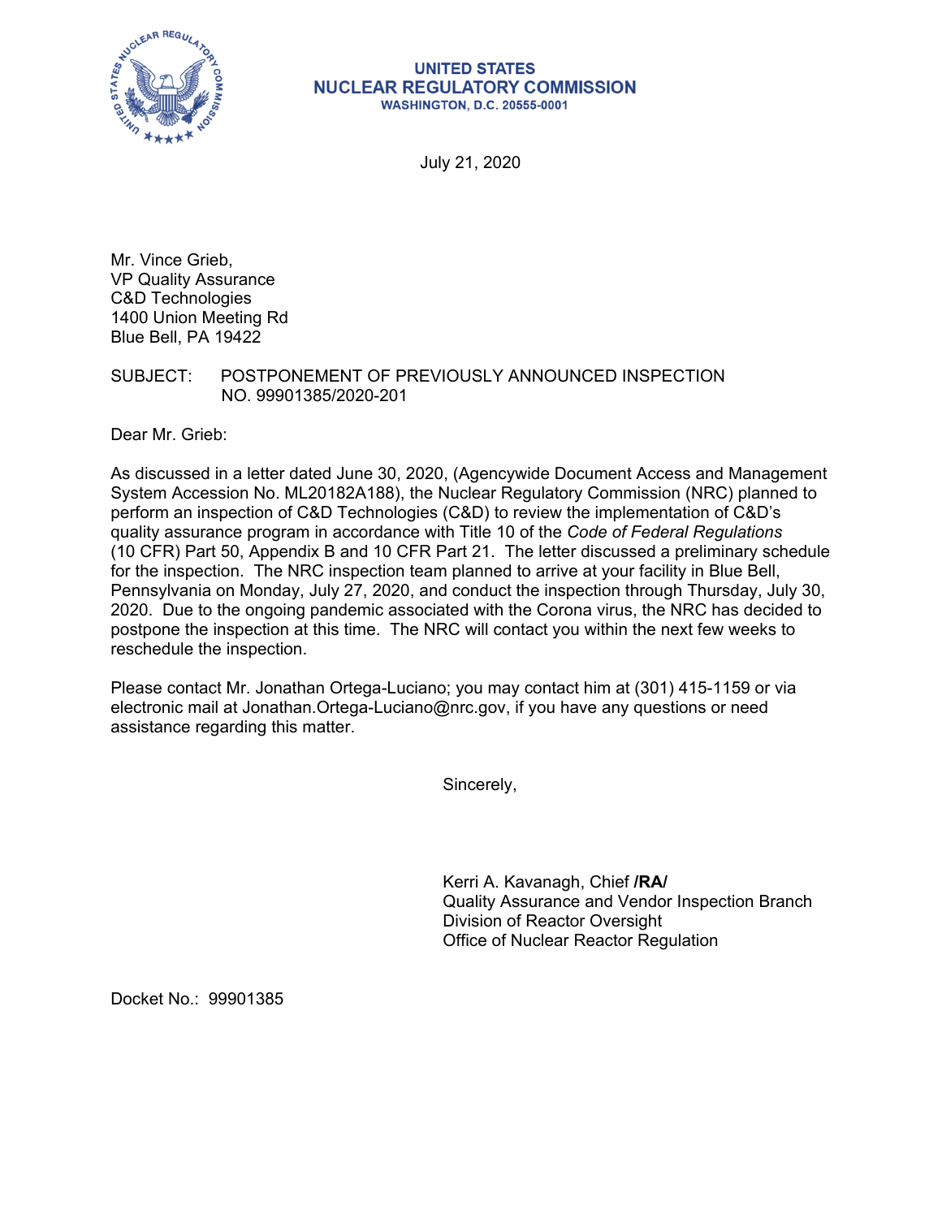**UNITED STATES**
**NUCLEAR REGULATORY COMMISSION**
**WASHINGTON, D.C. 20555-0001**

July 21, 2020

Mr. Vince Grieb,
VP Quality Assurance
C&D Technologies
1400 Union Meeting Rd
Blue Bell, PA 19422

SUBJECT: POSTPONEMENT OF PREVIOUSLY ANNOUNCED INSPECTION NO. 99901385/2020-201

Dear Mr. Grieb:

As discussed in a letter dated June 30, 2020, (Agencywide Document Access and Management System Accession No. ML20182A188), the Nuclear Regulatory Commission (NRC) planned to perform an inspection of C&D Technologies (C&D) to review the implementation of C&D's quality assurance program in accordance with Title 10 of the *Code of Federal Regulations* (10 CFR) Part 50, Appendix B and 10 CFR Part 21. The letter discussed a preliminary schedule for the inspection. The NRC inspection team planned to arrive at your facility in Blue Bell, Pennsylvania on Monday, July 27, 2020, and conduct the inspection through Thursday, July 30, 2020. Due to the ongoing pandemic associated with the Corona virus, the NRC has decided to postpone the inspection at this time. The NRC will contact you within the next few weeks to reschedule the inspection.

Please contact Mr. Jonathan Ortega-Luciano; you may contact him at (301) 415-1159 or via electronic mail at Jonathan.Ortega-Luciano@nrc.gov, if you have any questions or need assistance regarding this matter.

Sincerely,

Kerri A. Kavanagh, Chief **/RA/**
Quality Assurance and Vendor Inspection Branch
Division of Reactor Oversight
Office of Nuclear Reactor Regulation

Docket No.: 99901385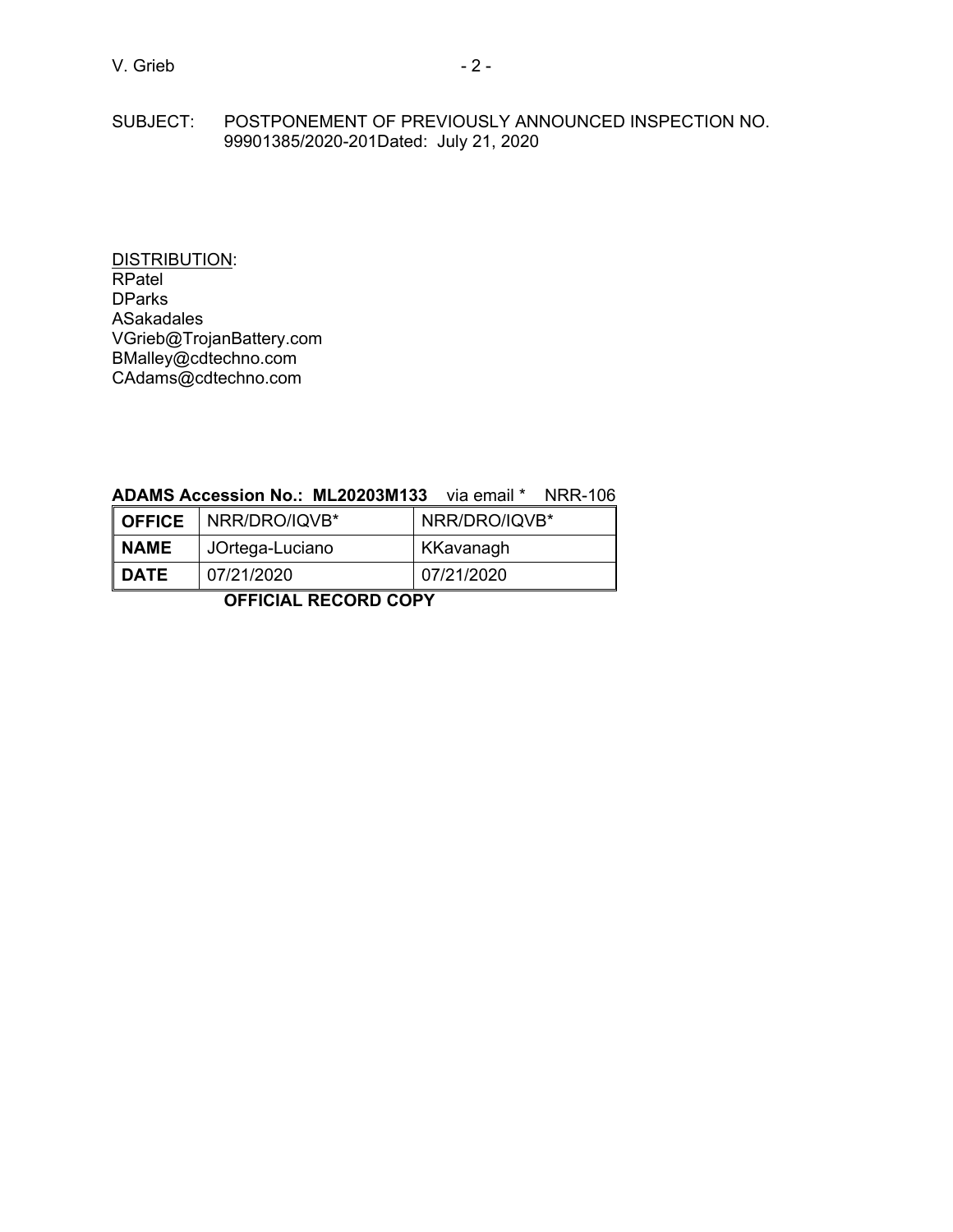SUBJECT: POSTPONEMENT OF PREVIOUSLY ANNOUNCED INSPECTION NO. 99901385/2020-201Dated: July 21, 2020

DISTRIBUTION:
RPatel
DParks
ASakadales
VGrieb@TrojanBattery.com
BMalley@cdtechno.com
CAdams@cdtechno.com

**ADAMS Accession No.: ML20203M133** via email * NRR-106

| **OFFICE** | NRR/DRO/IQVB* | NRR/DRO/IQVB* |
|---|---|---|
| **NAME** | JOrtega-Luciano | KKavanagh |
| **DATE** | 07/21/2020 | 07/21/2020 |

**OFFICIAL RECORD COPY**